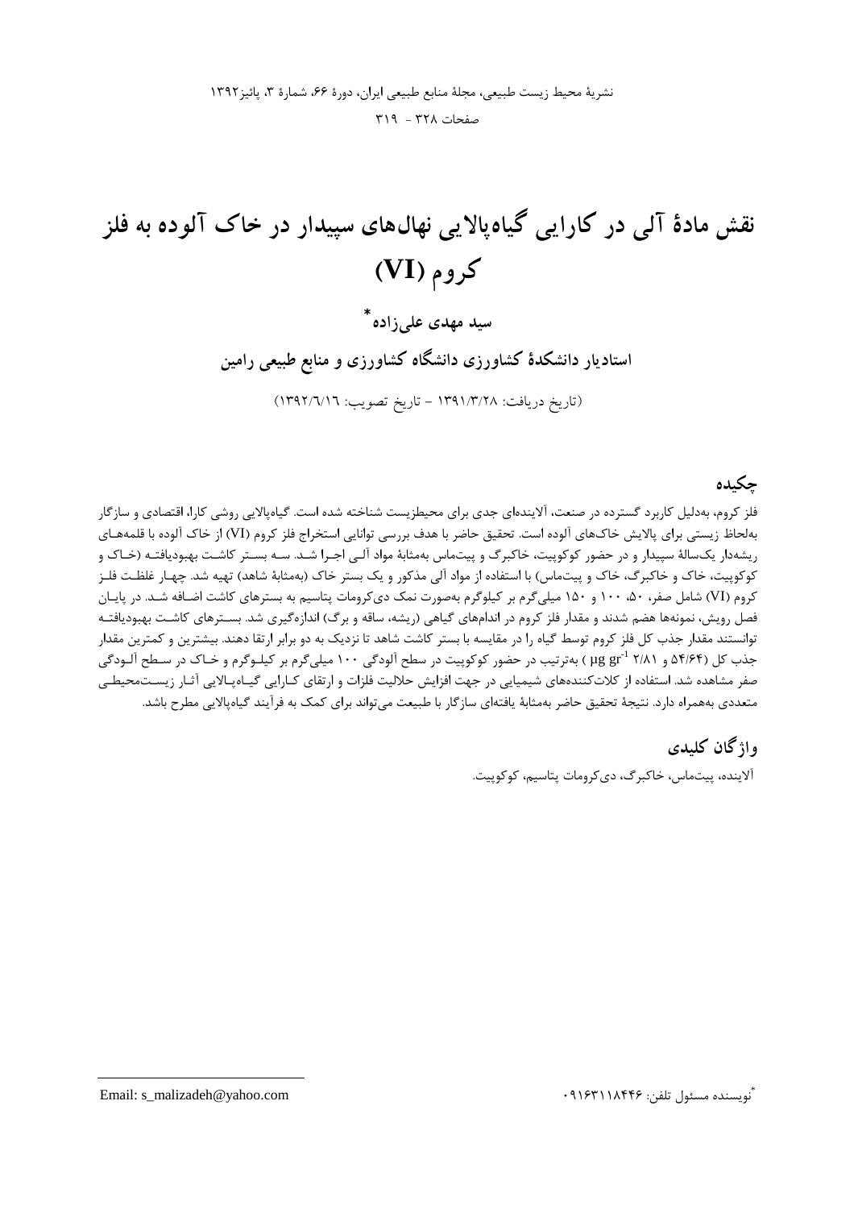# نقش مادۀ آلی در کارایی گیاه‌پالایی نهال‌های سپیدار در خاک آلوده به فلز کروم (VI)

**سید مهدی علی‌زاده***

**استادیار دانشکدۀ کشاورزی دانشگاه کشاورزی و منابع طبیعی رامین**

(تاریخ دریافت: ۱۳۹۱/۳/۲۸ - تاریخ تصویب: ۱۳۹۲/۶/۱۶)

## چکیده

فلز کروم، به‌دلیل کاربرد گسترده در صنعت، آلاینده‌ای جدی برای محیط‌زیست شناخته شده است. گیاه‌پالایی روشی کارا، اقتصادی و سازگار به‌لحاظ زیستی برای پالایش خاک‌های آلوده است. تحقیق حاضر با هدف بررسی توانایی استخراج فلز کروم (VI) از خاک آلوده با قلمه‌های ریشه‌دار یک‌سالۀ سپیدار و در حضور کوکوپیت، خاکبرگ و پیت‌ماس به‌مثابۀ مواد آلی اجرا شد. سه بستر کاشت بهبودیافته (خاک و کوکوپیت، خاک و خاکبرگ، خاک و پیت‌ماس) با استفاده از مواد آلی مذکور و یک بستر خاک (به‌مثابۀ شاهد) تهیه شد. چهار غلظت فلز کروم (VI) شامل صفر، ۵۰، ۱۰۰ و ۱۵۰ میلی‌گرم بر کیلوگرم به‌صورت نمک دی‌کرومات پتاسیم به بسترهای کاشت اضافه شد. در پایان فصل رویش، نمونه‌ها هضم شدند و مقدار فلز کروم در اندام‌های گیاهی (ریشه، ساقه و برگ) اندازه‌گیری شد. بسترهای کاشت بهبودیافته توانستند مقدار جذب کل فلز کروم توسط گیاه را در مقایسه با بستر کاشت شاهد تا نزدیک به دو برابر ارتقا دهند. بیشترین و کمترین مقدار جذب کل (۵۴/۶۴ و ۲/۸۱ $\mu g\ gr^{-1}$) به‌ترتیب در حضور کوکوپیت در سطح آلودگی ۱۰۰ میلی‌گرم بر کیلوگرم و خاک در سطح آلودگی صفر مشاهده شد. استفاده از کلات‌کننده‌های شیمیایی در جهت افزایش حلالیت فلزات و ارتقای کارایی گیاه‌پالایی آثار زیست‌محیطی متعددی به‌همراه دارد. نتیجۀ تحقیق حاضر به‌مثابۀ یافته‌ای سازگار با طبیعت می‌تواند برای کمک به فرآیند گیاه‌پالایی مطرح باشد.

## واژگان کلیدی

آلاینده، پیت‌ماس، خاکبرگ، دی‌کرومات پتاسیم، کوکوپیت.

---

*نویسنده مسئول تلفن: ۰۹۱۶۳۱۱۸۴۴۶

Email: s_malizadeh@yahoo.com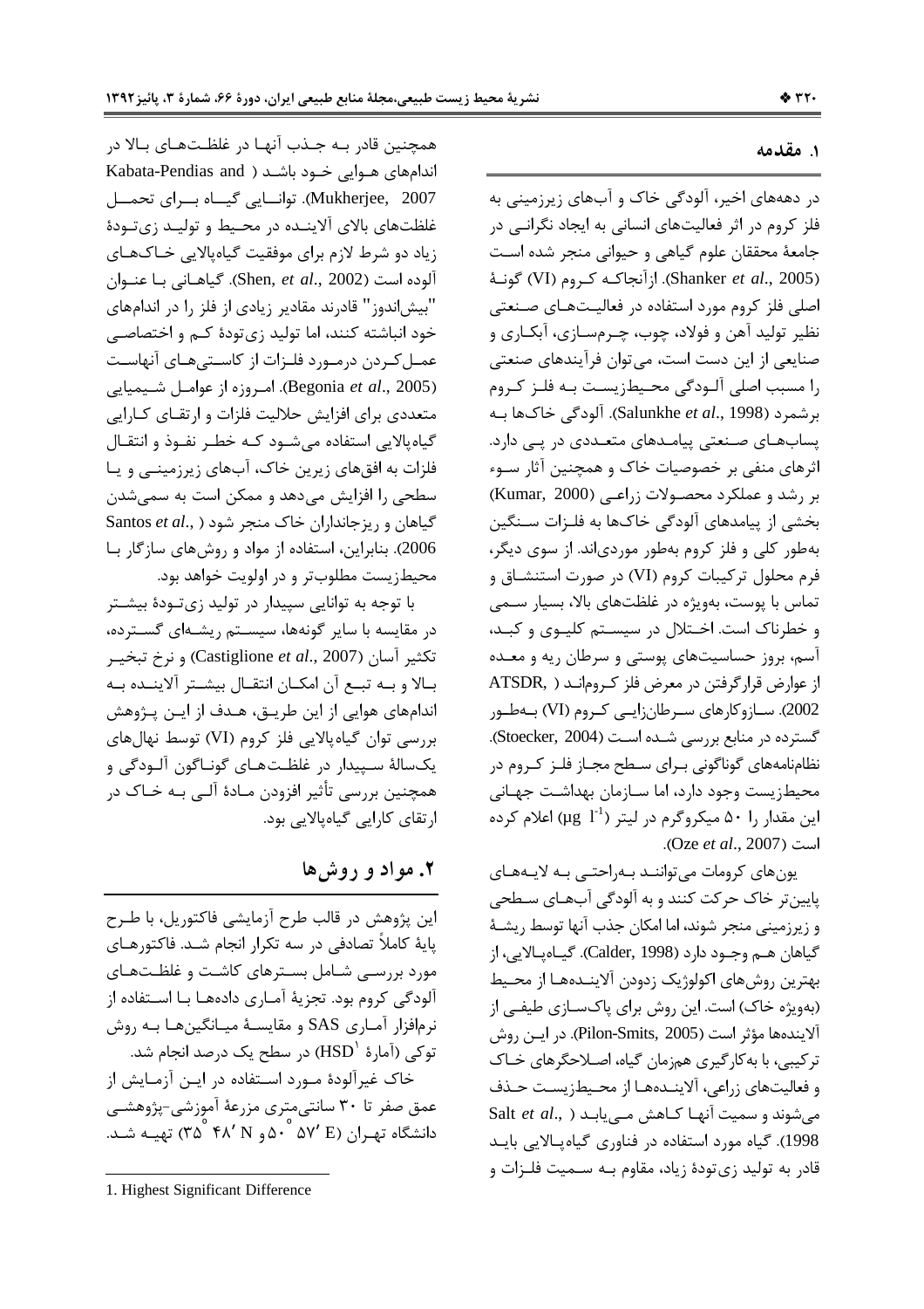## ۱. مقدمه

در دهه‌های اخیر، آلودگی خاک و آب‌های زیرزمینی به فلز کروم در اثر فعالیت‌های انسانی به ایجاد نگرانی در جامعهٔ محققان علوم گیاهی و حیوانی منجر شده است (Shanker *et al*., 2005). ازآنجاکه کروم (VI) گونهٔ اصلی فلز کروم مورد استفاده در فعالیت‌های صنعتی نظیر تولید آهن و فولاد، چوب، چرم‌سازی، آبکاری و صنایعی از این دست است، می‌توان فرآیندهای صنعتی را مسبب اصلی آلودگی محیط‌زیست به فلز کروم برشمرد (Salunkhe *et al*., 1998). آلودگی خاک‌ها به پساب‌های صنعتی پیامدهای متعددی در پی دارد. اثرهای منفی بر خصوصیات خاک و همچنین آثار سوء بر رشد و عملکرد محصولات زراعی (Kumar, 2000) بخشی از پیامدهای آلودگی خاک‌ها به فلزات سنگین به‌طور کلی و فلز کروم به‌طور موردی‌اند. از سوی دیگر، فرم محلول ترکیبات کروم (VI) در صورت استنشاق و تماس با پوست، به‌ویژه در غلظت‌های بالا، بسیار سمی و خطرناک است. اختلال در سیستم کلیوی و کبد، آسم، بروز حساسیت‌های پوستی و سرطان ریه و معده از عوارض قرارگرفتن در معرض فلز کروم‌اند (ATSDR, 2002). سازوکارهای سرطان‌زایی کروم (VI) به‌طور گسترده در منابع بررسی شده است (Stoecker, 2004). نظام‌نامه‌های گوناگونی برای سطح مجاز فلز کروم در محیط‌زیست وجود دارد، اما سازمان بهداشت جهانی این مقدار را ۵۰ میکروگرم در لیتر ($\mu g\ l^{-1}$) اعلام کرده است (Oze *et al*., 2007).

یون‌های کرومات می‌توانند به‌راحتی به لایه‌های پایین‌تر خاک حرکت کنند و به آلودگی آب‌های سطحی و زیرزمینی منجر شوند، اما امکان جذب آنها توسط ریشهٔ گیاهان هم وجود دارد (Calder, 1998). گیاه‌پالایی، از بهترین روش‌های اکولوژیک زدودن آلاینده‌ها از محیط (به‌ویژه خاک) است. این روش برای پاک‌سازی طیفی از آلاینده‌ها مؤثر است (Pilon-Smits, 2005). در این روش ترکیبی، با به‌کارگیری همزمان گیاه، اصلاحگرهای خاک و فعالیت‌های زراعی، آلاینده‌ها از محیط‌زیست حذف می‌شوند و سمیت آنها کاهش می‌یابد (Salt *et al*., 1998). گیاه مورد استفاده در فناوری گیاه‌پالایی باید قادر به تولید زی‌تودهٔ زیاد، مقاوم به سمیت فلزات و همچنین قادر به جذب آنها در غلظت‌های بالا در اندام‌های هوایی خود باشد (Kabata-Pendias and Mukherjee, 2007). توانایی گیاه برای تحمل غلظت‌های بالای آلاینده در محیط و تولید زی‌تودهٔ زیاد دو شرط لازم برای موفقیت گیاه‌پالایی خاک‌های آلوده است (Shen, *et al*., 2002). گیاهانی با عنوان "بیش‌اندوز" قادرند مقادیر زیادی از فلز را در اندام‌های خود انباشته کنند، اما تولید زی‌تودهٔ کم و اختصاصی عمل‌کردن درمورد فلزات از کاستی‌های آنهاست (Begonia *et al*., 2005). امروزه از عوامل شیمیایی متعددی برای افزایش حلالیت فلزات و ارتقای کارایی گیاه‌پالایی استفاده می‌شود که خطر نفوذ و انتقال فلزات به افق‌های زیرین خاک، آب‌های زیرزمینی و یا سطحی را افزایش می‌دهد و ممکن است به سمی‌شدن گیاهان و ریزجانداران خاک منجر شود (Santos *et al*., 2006). بنابراین، استفاده از مواد و روش‌های سازگار با محیط‌زیست مطلوب‌تر و در اولویت خواهد بود.

با توجه به توانایی سپیدار در تولید زی‌تودهٔ بیشتر در مقایسه با سایر گونه‌ها، سیستم ریشه‌ای گسترده، تکثیر آسان (Castiglione *et al*., 2007) و نرخ تبخیر بالا و به تبع آن امکان انتقال بیشتر آلاینده به اندام‌های هوایی از این طریق، هدف از این پژوهش بررسی توان گیاه‌پالایی فلز کروم (VI) توسط نهال‌های یک‌سالهٔ سپیدار در غلظت‌های گوناگون آلودگی و همچنین بررسی تأثیر افزودن مادهٔ آلی به خاک در ارتقای کارایی گیاه‌پالایی بود.

## ۲. مواد و روش‌ها

این پژوهش در قالب طرح آزمایشی فاکتوریل، با طرح پایهٔ کاملاً تصادفی در سه تکرار انجام شد. فاکتورهای مورد بررسی شامل بسترهای کاشت و غلظت‌های آلودگی کروم بود. تجزیهٔ آماری داده‌ها با استفاده از نرم‌افزار آماری SAS و مقایسهٔ میانگین‌ها به روش توکی (آمارهٔ HSD[1]) در سطح یک درصد انجام شد.

خاک غیرآلودهٔ مورد استفاده در این آزمایش از عمق صفر تا ۳۰ سانتی‌متری مزرعهٔ آموزشی-پژوهشی دانشگاه تهران ($35^{\circ}\ 48'$ N و $50^{\circ}\ 57'$ E) تهیه شد.

---

1. Highest Significant Difference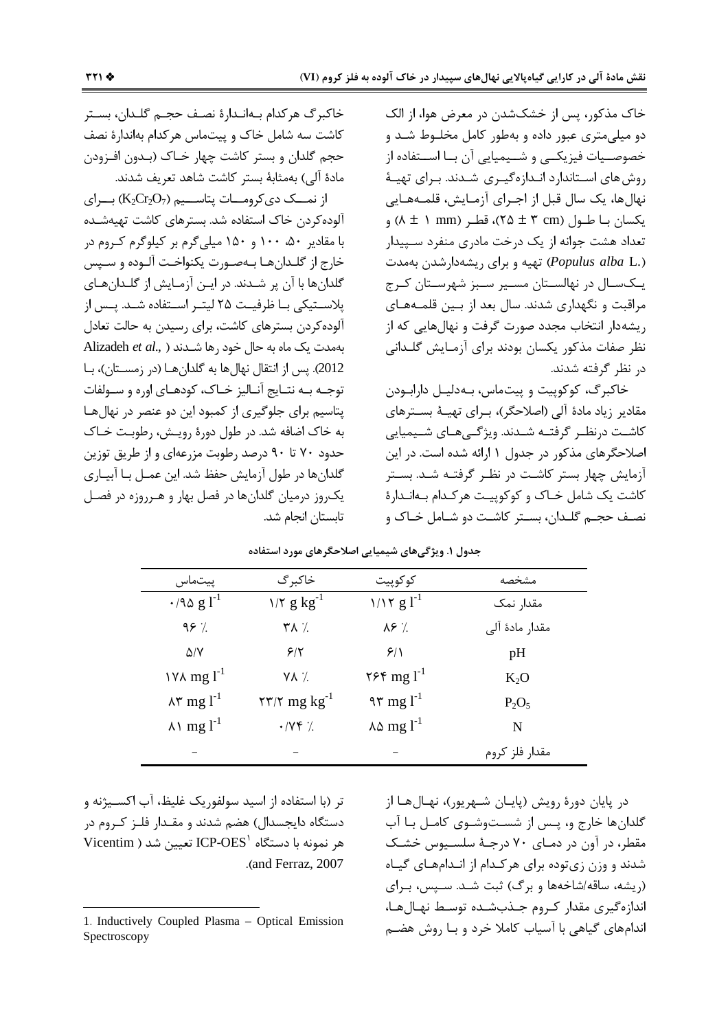خاک مذکور، پس از خشک‌شدن در معرض هوا، از الک دو میلی‌متری عبور داده و به‌طور کامل مخلوط شد و خصوصیات فیزیکی و شیمیایی آن با استفاده از روش‌های استاندارد اندازه‌گیری شدند. برای تهیهٔ نهال‌ها، یک سال قبل از اجرای آزمایش، قلمه‌هایی یکسان با طول (۲۵ ± ۳ cm)، قطر (۸ ± ۱ mm) و تعداد هشت جوانه از یک درخت مادری منفرد سپیدار (*Populus alba* L.) تهیه و برای ریشه‌دارشدن به‌مدت یک‌سال در نهالستان مسیر سبز شهرستان کرج مراقبت و نگهداری شدند. سال بعد از بین قلمه‌های ریشه‌دار انتخاب مجدد صورت گرفت و نهال‌هایی که از نظر صفات مذکور یکسان بودند برای آزمایش گلدانی در نظر گرفته شدند.

خاکبرگ، کوکوپیت و پیت‌ماس، به‌دلیل دارابودن مقادیر زیاد مادهٔ آلی (اصلاحگر)، برای تهیهٔ بسترهای کاشت درنظر گرفته شدند. ویژگی‌های شیمیایی اصلاحگرهای مذکور در جدول ۱ ارائه شده است. در این آزمایش چهار بستر کاشت در نظر گرفته شد. بستر کاشت یک شامل خاک و کوکوپیت هرکدام به‌اندازهٔ نصف حجم گلدان، بستر کاشت دو شامل خاک و خاکبرگ هرکدام به‌اندازهٔ نصف حجم گلدان، بستر کاشت سه شامل خاک و پیت‌ماس هرکدام به‌اندازهٔ نصف حجم گلدان و بستر کاشت چهار خاک (بدون افزودن مادهٔ آلی) به‌مثابهٔ بستر کاشت شاهد تعریف شدند.

از نمک دی‌کرومات پتاسیم ($K_2Cr_2O_7$) برای آلوده‌کردن خاک استفاده شد. بسترهای کاشت تهیه‌شده با مقادیر ۵۰، ۱۰۰ و ۱۵۰ میلی‌گرم بر کیلوگرم کروم در خارج از گلدان‌ها به‌صورت یکنواخت آلوده و سپس گلدان‌ها با آن پر شدند. در این آزمایش از گلدان‌های پلاستیکی با ظرفیت ۲۵ لیتر استفاده شد. پس از آلوده‌کردن بسترهای کاشت، برای رسیدن به حالت تعادل به‌مدت یک ماه به حال خود رها شدند (Alizadeh *et al.*, 2012). پس از انتقال نهال‌ها به گلدان‌ها (در زمستان)، با توجه به نتایج آنالیز خاک، کودهای اوره و سولفات پتاسیم برای جلوگیری از کمبود این دو عنصر در نهال‌ها به خاک اضافه شد. در طول دورهٔ رویش، رطوبت خاک حدود ۷۰ تا ۹۰ درصد رطوبت مزرعه‌ای و از طریق توزین گلدان‌ها در طول آزمایش حفظ شد. این عمل با آبیاری یک‌روز درمیان گلدان‌ها در فصل بهار و هرروزه در فصل تابستان انجام شد.

**جدول ۱. ویژگی‌های شیمیایی اصلاحگرهای مورد استفاده**

| مشخصه | کوکوپیت | خاکبرگ | پیت‌ماس |
|---|---|---|---|
| مقدار نمک | $۱/۱۲ \; g\,l^{-1}$ | $۱/۲ \; g\,kg^{-1}$ | $۰/۹۵ \; g\,l^{-1}$ |
| مقدار مادهٔ آلی | ۸۶ ٪ | ۳۸ ٪ | ۹۶ ٪ |
| pH | ۶/۱ | ۶/۲ | ۵/۷ |
| $K_2O$ | $۲۶۴ \; mg\,l^{-1}$ | ۷۸ ٪ | $۱۷۸ \; mg\,l^{-1}$ |
| $P_2O_5$ | $۹۳ \; mg\,l^{-1}$ | $۲۳/۲ \; mg\,kg^{-1}$ | $۸۳ \; mg\,l^{-1}$ |
| N | $۸۵ \; mg\,l^{-1}$ | ۰/۷۴ ٪ | $۸۱ \; mg\,l^{-1}$ |
| مقدار فلز کروم | - | - | - |

در پایان دورهٔ رویش (پایان شهریور)، نهال‌ها از گلدان‌ها خارج و، پس از شست‌وشوی کامل با آب مقطر، در آون در دمای ۷۰ درجهٔ سلسیوس خشک شدند و وزن زی‌توده برای هرکدام از اندام‌های گیاه (ریشه، ساقه/شاخه‌ها و برگ) ثبت شد. سپس، برای اندازه‌گیری مقدار کروم جذب‌شده توسط نهال‌ها، اندام‌های گیاهی با آسیاب کاملا خرد و با روش هضم تر (با استفاده از اسید سولفوریک غلیظ، آب اکسیژنه و دستگاه دایجسدال) هضم شدند و مقدار فلز کروم در هر نمونه با دستگاه ICP-OES[1] تعیین شد (Vicentim and Ferraz, 2007).

1. Inductively Coupled Plasma – Optical Emission Spectroscopy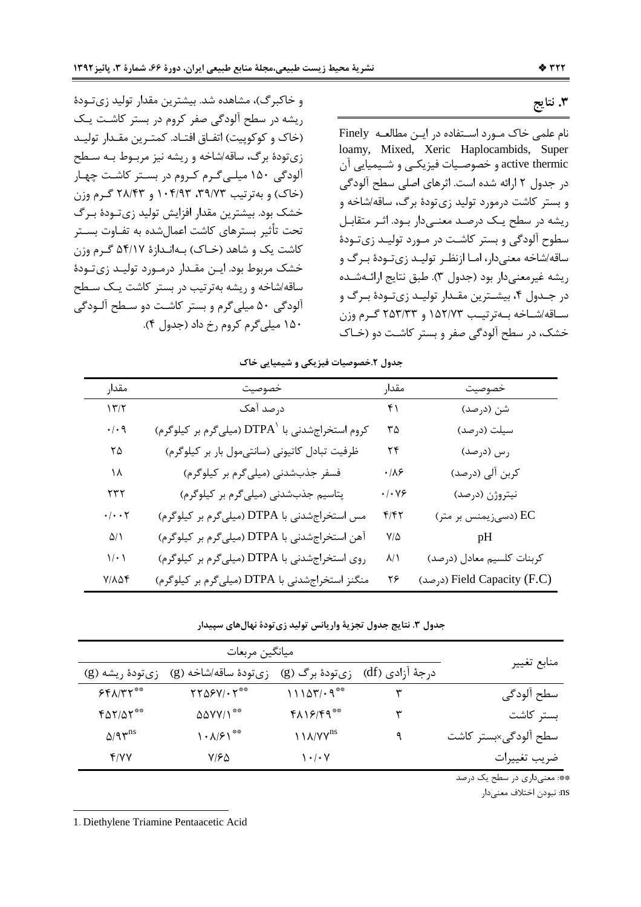## ۳. نتایج

نام علمی خاک مورد استفاده در این مطالعه Finely loamy, Mixed, Xeric Haplocambids, Super active thermic و خصوصیات فیزیکی و شیمیایی آن در جدول ۲ ارائه شده است. اثرهای اصلی سطح آلودگی و بستر کاشت درمورد تولید زی‌تودهٔ برگ، ساقه/شاخه و ریشه در سطح یک درصد معنی‌دار بود. اثر متقابل سطوح آلودگی و بستر کاشت در مورد تولید زی‌تودهٔ ساقه/شاخه معنی‌دار، اما ازنظر تولید زی‌تودهٔ برگ و ریشه غیرمعنی‌دار بود (جدول ۳). طبق نتایج ارائه‌شده در جدول ۴، بیشترین مقدار تولید زی‌تودهٔ برگ و ساقه/شاخه به‌ترتیب ۱۵۲/۷۳ و ۲۵۳/۳۳ گرم وزن خشک، در سطح آلودگی صفر و بستر کاشت دو (خاک و خاکبرگ)، مشاهده شد. بیشترین مقدار تولید زی‌تودهٔ ریشه در سطح آلودگی صفر کروم در بستر کاشت یک (خاک و کوکوپیت) اتفاق افتاد. کمترین مقدار تولید زی‌تودهٔ برگ، ساقه/شاخه و ریشه نیز مربوط به سطح آلودگی ۱۵۰ میلی‌گرم کروم در بستر کاشت چهار (خاک) و به‌ترتیب ۳۹/۷۳، ۱۰۴/۹۳ و ۲۸/۴۳ گرم وزن خشک بود. بیشترین مقدار افزایش تولید زی‌تودهٔ برگ تحت تأثیر بسترهای کاشت اعمال‌شده به تفاوت بستر کاشت یک و شاهد (خاک) به‌اندازهٔ ۵۴/۱۷ گرم وزن خشک مربوط بود. این مقدار درمورد تولید زی‌تودهٔ ساقه/شاخه و ریشه به‌ترتیب در بستر کاشت یک سطح آلودگی ۵۰ میلی‌گرم و بستر کاشت دو سطح آلودگی ۱۵۰ میلی‌گرم کروم رخ داد (جدول ۴).

**جدول ۲.خصوصیات فیزیکی و شیمیایی خاک**

| خصوصیت | مقدار | خصوصیت | مقدار |
|---|---|---|---|
| شن (درصد) | ۴۱ | درصد آهک | ۱۳/۲ |
| سیلت (درصد) | ۳۵ | کروم استخراج‌شدنی با DTPA[1] (میلی‌گرم بر کیلوگرم) | ۰/۰۹ |
| رس (درصد) | ۲۴ | ظرفیت تبادل کاتیونی (سانتی‌مول بار بر کیلوگرم) | ۲۵ |
| کربن آلی (درصد) | ۰/۸۶ | فسفر جذب‌شدنی (میلی‌گرم بر کیلوگرم) | ۱۸ |
| نیتروژن (درصد) | ۰/۰۷۶ | پتاسیم جذب‌شدنی (میلی‌گرم بر کیلوگرم) | ۲۳۲ |
| EC (دسی‌زیمنس بر متر) | ۴/۴۲ | مس استخراج‌شدنی با DTPA (میلی‌گرم بر کیلوگرم) | ۰/۰۰۲ |
| pH | ۷/۵ | آهن استخراج‌شدنی با DTPA (میلی‌گرم بر کیلوگرم) | ۵/۱ |
| کربنات کلسیم معادل (درصد) | ۸/۱ | روی استخراج‌شدنی با DTPA (میلی‌گرم بر کیلوگرم) | ۱/۰۱ |
| Field Capacity (F.C) (درصد) | ۲۶ | منگنز استخراج‌شدنی با DTPA (میلی‌گرم بر کیلوگرم) | ۷/۸۵۴ |

**جدول ۳. نتایج جدول تجزیهٔ واریانس تولید زی‌تودهٔ نهال‌های سپیدار**

| منابع تغییر | درجهٔ آزادی (df) | میانگین مربعات | | |
|---|---|---|---|---|
| | | زی‌تودهٔ برگ (g) | زی‌تودهٔ ساقه/شاخه (g) | زی‌تودهٔ ریشه (g) |
| سطح آلودگی | ۳ | ۱۱۱۵۳/۰۹** | ۲۲۵۶۷/۰۲** | ۶۴۸/۳۲** |
| بستر کاشت | ۳ | ۴۸۱۶/۴۹** | ۵۵۷۷/۱** | ۴۵۲/۵۲** |
| سطح آلودگی×بستر کاشت | ۹ | ۱۱۸/۷۷ns | ۱۰۸/۶۱** | ۵/۹۳ns |
| ضریب تغییرات | | ۱۰/۰۷ | ۷/۶۵ | ۴/۷۷ |

**: معنی‌داری در سطح یک درصد

ns: نبودن اختلاف معنی‌دار

1. Diethylene Triamine Pentaacetic Acid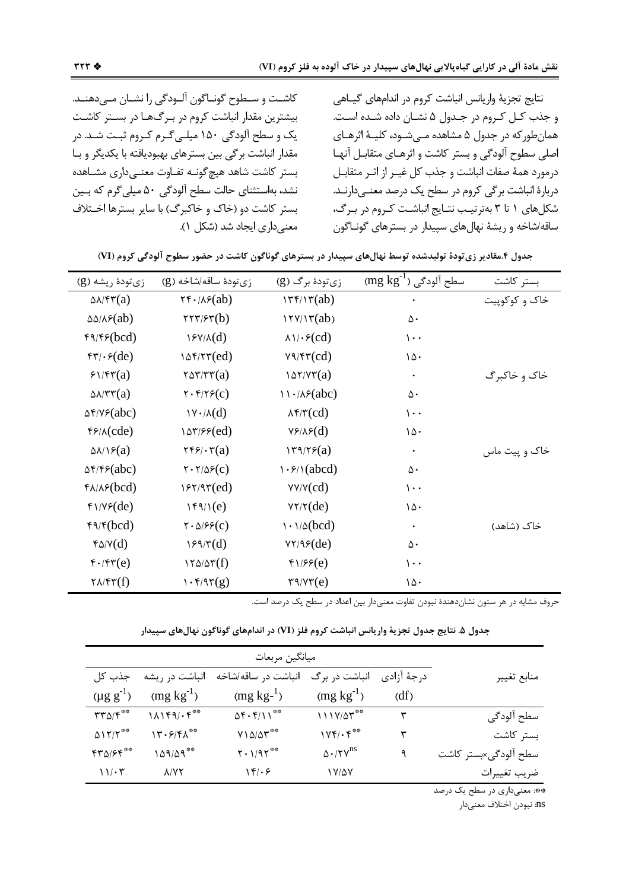نتایج تجزیهٔ واریانس انباشت کروم در اندام‌های گیاهی و جذب کل کروم در جدول ۵ نشان داده شده است. همان‌طورکه در جدول ۵ مشاهده می‌شود، کلیهٔ اثرهای اصلی سطوح آلودگی و بستر کاشت و اثرهای متقابل آنها درمورد همهٔ صفات انباشت و جذب کل غیر از اثر متقابل دربارهٔ انباشت برگی کروم در سطح یک درصد معنی‌دارند. شکل‌های ۱ تا ۳ به‌ترتیب نتایج انباشت کروم در برگ، ساقه/شاخه و ریشهٔ نهال‌های سپیدار در بسترهای گوناگون کاشت و سطوح گوناگون آلودگی را نشان می‌دهند. بیشترین مقدار انباشت کروم در برگ‌ها در بستر کاشت یک و سطح آلودگی ۱۵۰ میلی‌گرم کروم ثبت شد. در مقدار انباشت برگی بین بسترهای بهبودیافته با یکدیگر و با بستر کاشت شاهد هیچ‌گونه تفاوت معنی‌داری مشاهده نشد، به‌استثنای حالت سطح آلودگی ۵۰ میلی‌گرم که بین بستر کاشت دو (خاک و خاکبرگ) با سایر بسترها اختلاف معنی‌داری ایجاد شد (شکل ۱).

**جدول ۴. مقادیر زی‌تودهٔ تولیدشده توسط نهال‌های سپیدار در بسترهای گوناگون کاشت در حضور سطوح آلودگی کروم (VI)**

| بستر کاشت | سطح آلودگی ($mg\ kg^{-1}$) | زی‌تودهٔ برگ (g) | زی‌تودهٔ ساقه/شاخه (g) | زی‌تودهٔ ریشه (g) |
|---|---|---|---|---|
| خاک و کوکوپیت | ۰ | ۱۳۴/۱۳(ab) | ۲۴۰/۸۶(ab) | ۵۸/۴۳(a) |
| | ۵۰ | ۱۲۷/۱۳(ab) | ۲۲۳/۶۳(b) | ۵۵/۸۶(ab) |
| | ۱۰۰ | ۸۱/۰۶(cd) | ۱۶۷/۸(d) | ۴۹/۴۶(bcd) |
| | ۱۵۰ | ۷۹/۴۳(cd) | ۱۵۴/۲۳(ed) | ۴۳/۰۶(de) |
| خاک و خاکبرگ | ۰ | ۱۵۲/۷۳(a) | ۲۵۳/۳۳(a) | ۶۱/۴۳(a) |
| | ۵۰ | ۱۱۰/۸۶(abc) | ۲۰۴/۲۶(c) | ۵۸/۳۳(a) |
| | ۱۰۰ | ۸۴/۳(cd) | ۱۷۰/۸(d) | ۵۴/۷۶(abc) |
| | ۱۵۰ | ۷۶/۸۶(d) | ۱۵۳/۶۶(ed) | ۴۶/۸(cde) |
| خاک و پیت ماس | ۰ | ۱۳۹/۲۶(a) | ۲۴۶/۰۳(a) | ۵۸/۱۶(a) |
| | ۵۰ | ۱۰۶/۱(abcd) | ۲۰۲/۵۶(c) | ۵۴/۴۶(abc) |
| | ۱۰۰ | ۷۷/۷(cd) | ۱۶۲/۹۳(ed) | ۴۸/۸۶(bcd) |
| | ۱۵۰ | ۷۲/۲(de) | ۱۴۹/۱(e) | ۴۱/۷۶(de) |
| خاک (شاهد) | ۰ | ۱۰۱/۵(bcd) | ۲۰۵/۶۶(c) | ۴۹/۴(bcd) |
| | ۵۰ | ۷۲/۹۶(de) | ۱۶۹/۳(d) | ۴۵/۷(d) |
| | ۱۰۰ | ۴۱/۶۶(e) | ۱۲۵/۵۳(f) | ۴۰/۴۳(e) |
| | ۱۵۰ | ۳۹/۷۳(e) | ۱۰۴/۹۳(g) | ۲۸/۴۳(f) |

حروف مشابه در هر ستون نشان‌دهندهٔ نبودن تفاوت معنی‌دار بین اعداد در سطح یک درصد است.

**جدول ۵. نتایج جدول تجزیهٔ واریانس انباشت کروم فلز (VI) در اندام‌های گوناگون نهال‌های سپیدار**

| منابع تغییر | درجهٔ آزادی (df) | میانگین مربعات: انباشت در برگ ($mg\ kg^{-1}$) | انباشت در ساقه/شاخه ($mg\ kg^{-1}$) | انباشت در ریشه ($mg\ kg^{-1}$) | جذب کل ($\mu g\ g^{-1}$) |
|---|---|---|---|---|---|
| سطح آلودگی | ۳ | ۱۱۱۷/۵۳** | ۵۴۰۴/۱۱** | ۱۸۱۴۹/۰۴** | ۳۳۵/۴** |
| بستر کاشت | ۳ | ۱۷۴/۰۴** | ۷۱۵/۵۳** | ۱۳۰۶/۴۸** | ۵۱۲/۲** |
| سطح آلودگی×بستر کاشت | ۹ | ۵۰/۲۷$^{ns}$ | ۲۰۱/۹۲** | ۱۵۹/۵۹** | ۴۳۵/۶۴** |
| ضریب تغییرات | | ۱۷/۵۷ | ۱۴/۰۶ | ۸/۷۲ | ۱۱/۰۳ |

**: معنی‌داری در سطح یک درصد

ns: نبودن اختلاف معنی‌دار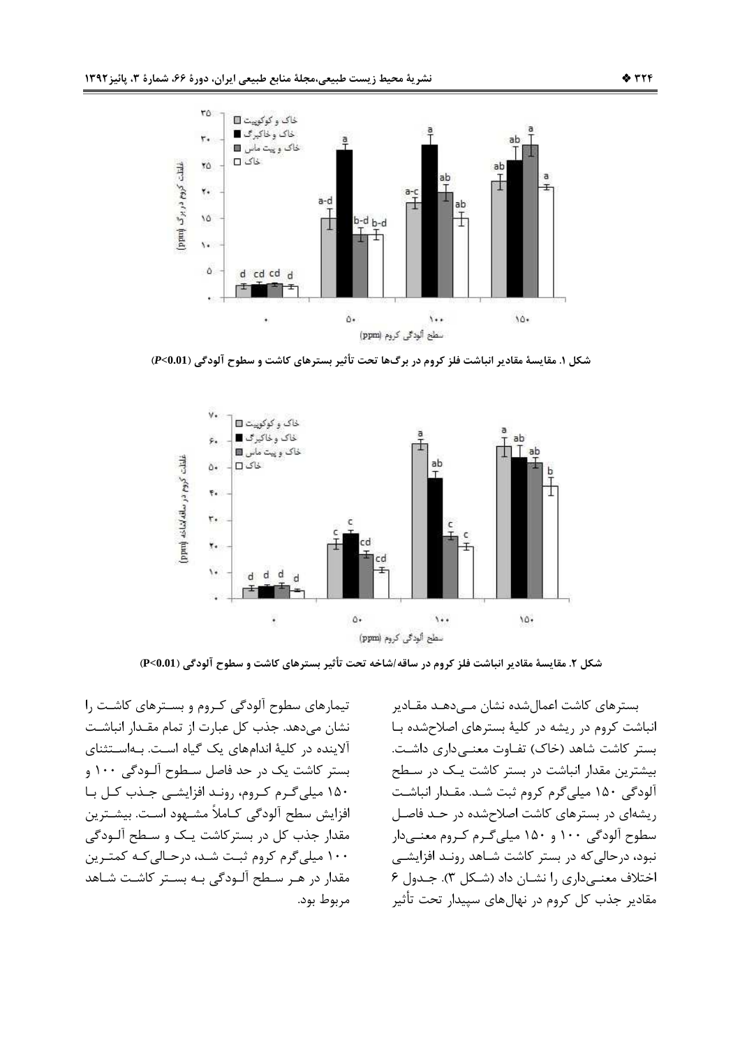شکل ۱. مقایسهٔ مقادیر انباشت فلز کروم در برگ‌ها تحت تأثیر بسترهای کاشت و سطوح آلودگی ($P<0.01$)

شکل ۲. مقایسهٔ مقادیر انباشت فلز کروم در ساقه/شاخه تحت تأثیر بسترهای کاشت و سطوح آلودگی ($P<0.01$)

بسترهای کاشت اعمال‌شده نشان می‌دهد مقادیر انباشت کروم در ریشه در کلیهٔ بسترهای اصلاح‌شده با بستر کاشت شاهد (خاک) تفاوت معنی‌داری داشت. بیشترین مقدار انباشت در بستر کاشت یک در سطح آلودگی ۱۵۰ میلی‌گرم کروم ثبت شد. مقدار انباشت ریشه‌ای در بسترهای کاشت اصلاح‌شده در حد فاصل سطوح آلودگی ۱۰۰ و ۱۵۰ میلی‌گرم کروم معنی‌دار نبود، درحالی‌که در بستر کاشت شاهد روند افزایشی اختلاف معنی‌داری را نشان داد (شکل ۳). جدول ۶ مقادیر جذب کل کروم در نهال‌های سپیدار تحت تأثیر تیمارهای سطوح آلودگی کروم و بسترهای کاشت را نشان می‌دهد. جذب کل عبارت از تمام مقدار انباشت آلاینده در کلیهٔ اندام‌های یک گیاه است. به‌استثنای بستر کاشت یک در حد فاصل سطوح آلودگی ۱۰۰ و ۱۵۰ میلی‌گرم کروم، روند افزایشی جذب کل با افزایش سطح آلودگی کاملاً مشهود است. بیشترین مقدار جذب کل در بستر کاشت یک و سطح آلودگی ۱۰۰ میلی‌گرم کروم ثبت شد، درحالی‌که کمترین مقدار در هر سطح آلودگی به بستر کاشت شاهد مربوط بود.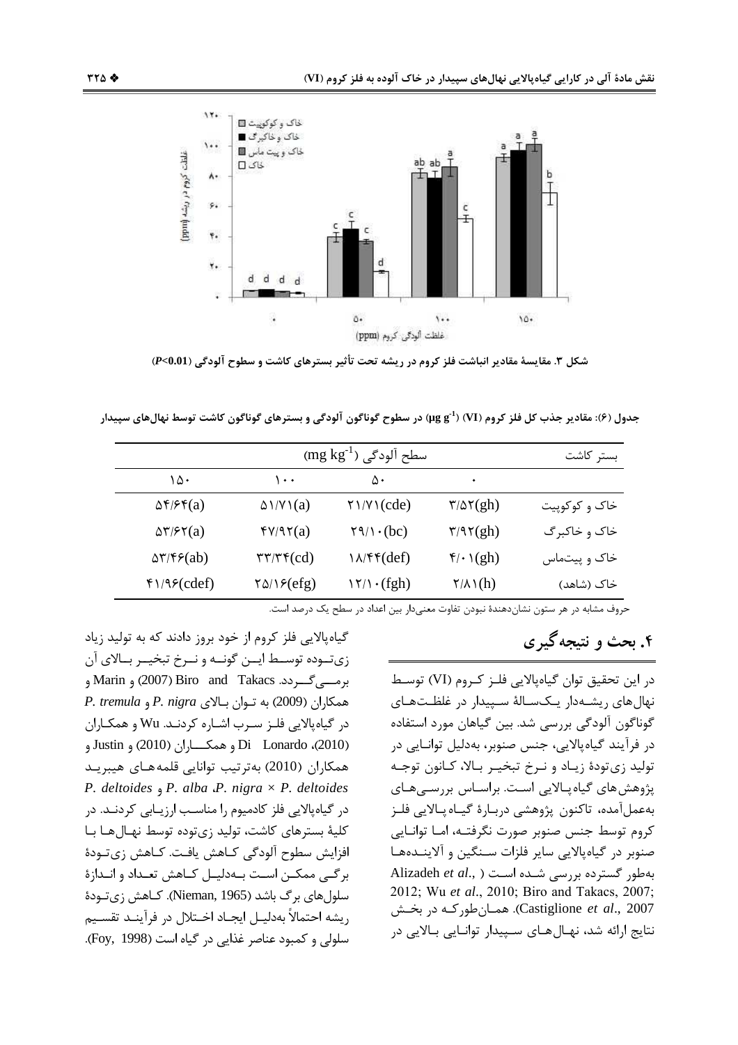شکل ۳. مقایسهٔ مقادیر انباشت فلز کروم در ریشه تحت تأثیر بسترهای کاشت و سطوح آلودگی ($P<0.01$)

جدول (۶): مقادیر جذب کل فلز کروم (VI) ($\mu g\ g^{-1}$) در سطوح گوناگون آلودگی و بسترهای گوناگون کاشت توسط نهال‌های سپیدار

| بستر کاشت | سطح آلودگی ($mg\ kg^{-1}$) | | | |
|---|---|---|---|---|
| | ۰ | ۵۰ | ۱۰۰ | ۱۵۰ |
| خاک و کوکوپیت | ۳/۵۲(gh) | ۲۱/۷۱(cde) | ۵۱/۷۱(a) | ۵۴/۶۴(a) |
| خاک و خاکبرگ | ۳/۹۲(gh) | ۲۹/۱۰(bc) | ۴۷/۹۲(a) | ۵۳/۶۲(a) |
| خاک و پیت‌ماس | ۴/۰۱(gh) | ۱۸/۴۴(def) | ۳۳/۳۴(cd) | ۵۳/۴۶(ab) |
| خاک (شاهد) | ۲/۸۱(h) | ۱۲/۱۰(fgh) | ۲۵/۱۶(efg) | ۴۱/۹۶(cdef) |

حروف مشابه در هر ستون نشان‌دهندهٔ نبودن تفاوت معنی‌دار بین اعداد در سطح یک درصد است.

## ۴. بحث و نتیجه‌گیری

در این تحقیق توان گیاه‌پالایی فلز کروم (VI) توسط نهال‌های ریشه‌دار یک‌سالهٔ سپیدار در غلظت‌های گوناگون آلودگی بررسی شد. بین گیاهان مورد استفاده در فرآیند گیاه‌پالایی، جنس صنوبر، به‌دلیل توانایی در تولید زی‌تودهٔ زیاد و نرخ تبخیر بالا، کانون توجه پژوهش‌های گیاه‌پالایی است. براساس بررسی‌های به‌عمل‌آمده، تاکنون پژوهشی دربارهٔ گیاه‌پالایی فلز کروم توسط جنس صنوبر صورت نگرفته، اما توانایی صنوبر در گیاه‌پالایی سایر فلزات سنگین و آلاینده‌ها به‌طور گسترده بررسی شده است (Alizadeh *et al*., 2012; Wu *et al*., 2010; Biro and Takacs, 2007; Castiglione *et al*., 2007). همان‌طورکه در بخش نتایج ارائه شد، نهال‌های سپیدار توانایی بالایی در گیاه‌پالایی فلز کروم از خود بروز دادند که به تولید زیاد زی‌توده توسط این گونه و نرخ تبخیر بالای آن برمی‌گردد. Biro and Takacs (2007) و Marin و همکاران (2009) به توان بالای *P. nigra* و *P. tremula* در گیاه‌پالایی فلز سرب اشاره کردند. Wu و همکاران (2010)، Di Lonardo و همکاران (2010) و Justin و همکاران (2010) به‌ترتیب توانایی قلمه‌های هیبرید *P. deltoides* و *P. alba* ،*P. nigra × P. deltoides* در گیاه‌پالایی فلز کادمیوم را مناسب ارزیابی کردند. در کلیهٔ بسترهای کاشت، تولید زی‌توده توسط نهال‌ها با افزایش سطوح آلودگی کاهش یافت. کاهش زی‌تودهٔ برگی ممکن است به‌دلیل کاهش تعداد و اندازهٔ سلول‌های برگ باشد (Nieman, 1965). کاهش زی‌تودهٔ ریشه احتمالاً به‌دلیل ایجاد اختلال در فرآیند تقسیم سلولی و کمبود عناصر غذایی در گیاه است (Foy, 1998).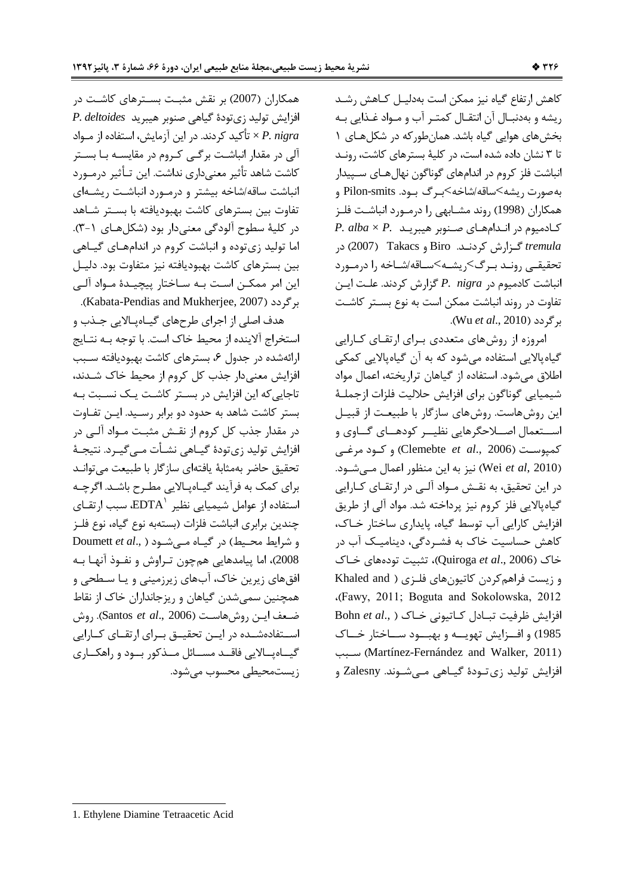کاهش ارتفاع گیاه نیز ممکن است به‌دلیل کاهش رشد ریشه و به‌دنبال آن انتقال کمتر آب و مواد غذایی به بخش‌های هوایی گیاه باشد. همان‌طورکه در شکل‌های ۱ تا ۳ نشان داده شده است، در کلیهٔ بسترهای کاشت، روند انباشت فلز کروم در اندام‌های گوناگون نهال‌های سپیدار به‌صورت ریشه>ساقه/شاخه>برگ بود. Pilon-smits و همکاران (1998) روند مشابهی را درمورد انباشت فلز کادمیوم در اندام‌های صنوبر هیبرید *P. alba* × *P. tremula* گزارش کردند. Biro و Takacs (2007) در تحقیقی روند برگ>ریشه>ساقه/شاخه را درمورد انباشت کادمیوم در *P. nigra* گزارش کردند. علت این تفاوت در روند انباشت ممکن است به نوع بستر کاشت برگردد (Wu *et al*., 2010).

امروزه از روش‌های متعددی برای ارتقای کارایی گیاه‌پالایی استفاده می‌شود که به آن گیاه‌پالایی کمکی اطلاق می‌شود. استفاده از گیاهان تراریخته، اعمال مواد شیمیایی گوناگون برای افزایش حلالیت فلزات ازجملهٔ این روش‌هاست. روش‌های سازگار با طبیعت از قبیل استعمال اصلاحگرهایی نظیر کودهای گاوی و کمپوست (Clemebte *et al*., 2006) و کود مرغی (Wei *et al*, 2010) نیز به این منظور اعمال می‌شود. در این تحقیق، به نقش مواد آلی در ارتقای کارایی گیاه‌پالایی فلز کروم نیز پرداخته شد. مواد آلی از طریق افزایش کارایی آب توسط گیاه، پایداری ساختار خاک، کاهش حساسیت خاک به فشردگی، دینامیک آب در خاک (Quiroga *et al*., 2006)، تثبیت توده‌های خاک و زیست فراهم‌کردن کاتیون‌های فلزی (Khaled and Fawy, 2011; Boguta and Sokolowska, 2012)، افزایش ظرفیت تبادل کاتیونی خاک (Bohn *et al*., 1985) و افزایش تهویه و بهبود ساختار خاک (Martínez-Fernández and Walker, 2011) سبب افزایش تولید زی‌تودهٔ گیاهی می‌شوند. Zalesny و همکاران (2007) بر نقش مثبت بسترهای کاشت در افزایش تولید زی‌تودهٔ گیاهی صنوبر هیبرید *P. deltoides* × *P. nigra* تأکید کردند. در این آزمایش، استفاده از مواد آلی در مقدار انباشت برگی کروم در مقایسه با بستر کاشت شاهد تأثیر معنی‌داری نداشت. این تأثیر درمورد انباشت ساقه/شاخه بیشتر و درمورد انباشت ریشه‌ای تفاوت بین بسترهای کاشت بهبودیافته با بستر شاهد در کلیهٔ سطوح آلودگی معنی‌دار بود (شکل‌های ۱-۳). اما تولید زی‌توده و انباشت کروم در اندام‌های گیاهی بین بسترهای کاشت بهبودیافته نیز متفاوت بود. دلیل این امر ممکن است به ساختار پیچیدهٔ مواد آلی برگردد (Kabata-Pendias and Mukherjee, 2007).

هدف اصلی از اجرای طرح‌های گیاه‌پالایی جذب و استخراج آلاینده از محیط خاک است. با توجه به نتایج ارائه‌شده در جدول ۶، بسترهای کاشت بهبودیافته سبب افزایش معنی‌دار جذب کل کروم از محیط خاک شدند، تاجایی‌که این افزایش در بستر کاشت یک نسبت به بستر کاشت شاهد به حدود دو برابر رسید. این تفاوت در مقدار جذب کل کروم از نقش مثبت مواد آلی در افزایش تولید زی‌تودهٔ گیاهی نشأت می‌گیرد. نتیجهٔ تحقیق حاضر به‌مثابهٔ یافته‌ای سازگار با طبیعت می‌تواند برای کمک به فرآیند گیاه‌پالایی مطرح باشد. اگرچه استفاده از عوامل شیمیایی نظیر EDTA[1]، سبب ارتقای چندین برابری انباشت فلزات (بسته‌به نوع گیاه، نوع فلز و شرایط محیط) در گیاه می‌شود (Doumett *et al*., 2008)، اما پیامدهایی هم‌چون تراوش و نفوذ آنها به افق‌های زیرین خاک، آب‌های زیرزمینی و یا سطحی و همچنین سمی‌شدن گیاهان و ریزجانداران خاک از نقاط ضعف این روش‌هاست (Santos *et al*., 2006). روش استفاده‌شده در این تحقیق برای ارتقای کارایی گیاه‌پالایی فاقد مسائل مذکور بود و راهکاری زیست‌محیطی محسوب می‌شود.

---

1. Ethylene Diamine Tetraacetic Acid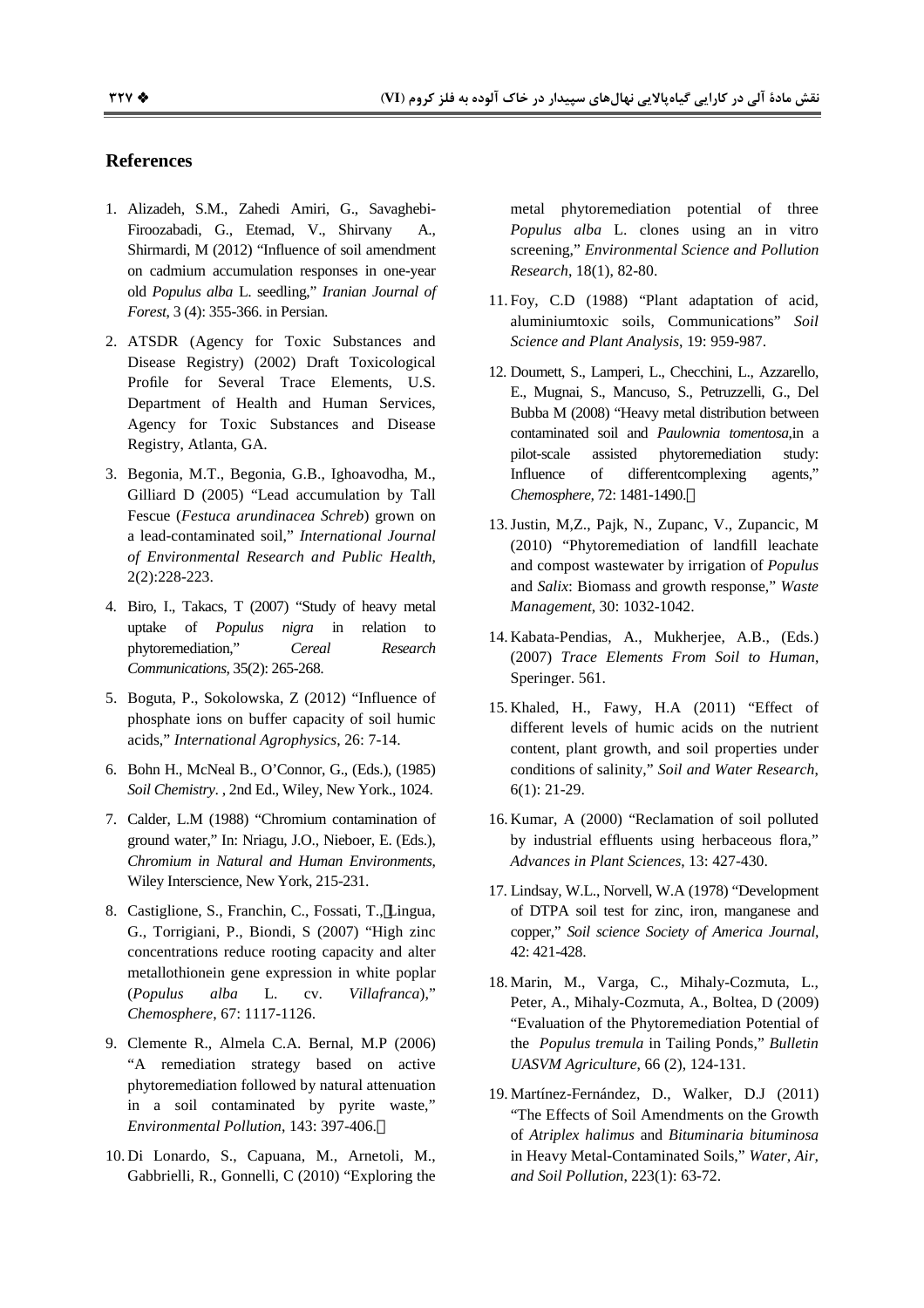## References

1. Alizadeh, S.M., Zahedi Amiri, G., Savaghebi-Firoozabadi, G., Etemad, V., Shirvany A., Shirmardi, M (2012) "Influence of soil amendment on cadmium accumulation responses in one-year old *Populus alba* L. seedling," *Iranian Journal of Forest*, 3 (4): 355-366. in Persian.

2. ATSDR (Agency for Toxic Substances and Disease Registry) (2002) Draft Toxicological Profile for Several Trace Elements, U.S. Department of Health and Human Services, Agency for Toxic Substances and Disease Registry, Atlanta, GA.

3. Begonia, M.T., Begonia, G.B., Ighoavodha, M., Gilliard D (2005) "Lead accumulation by Tall Fescue (*Festuca arundinacea Schreb*) grown on a lead-contaminated soil," *International Journal of Environmental Research and Public Health*, 2(2):228-223.

4. Biro, I., Takacs, T (2007) "Study of heavy metal uptake of *Populus nigra* in relation to phytoremediation," *Cereal Research Communications*, 35(2): 265-268.

5. Boguta, P., Sokolowska, Z (2012) "Influence of phosphate ions on buffer capacity of soil humic acids," *International Agrophysics*, 26: 7-14.

6. Bohn H., McNeal B., O'Connor, G., (Eds.), (1985) *Soil Chemistry*. , 2nd Ed., Wiley, New York., 1024.

7. Calder, L.M (1988) "Chromium contamination of ground water," In: Nriagu, J.O., Nieboer, E. (Eds.), *Chromium in Natural and Human Environments*, Wiley Interscience, New York, 215-231.

8. Castiglione, S., Franchin, C., Fossati, T., Lingua, G., Torrigiani, P., Biondi, S (2007) "High zinc concentrations reduce rooting capacity and alter metallothionein gene expression in white poplar (*Populus alba* L. cv. *Villafranca*)," *Chemosphere*, 67: 1117-1126.

9. Clemente R., Almela C.A. Bernal, M.P (2006) "A remediation strategy based on active phytoremediation followed by natural attenuation in a soil contaminated by pyrite waste," *Environmental Pollution*, 143: 397-406.

10. Di Lonardo, S., Capuana, M., Arnetoli, M., Gabbrielli, R., Gonnelli, C (2010) "Exploring the metal phytoremediation potential of three *Populus alba* L. clones using an in vitro screening," *Environmental Science and Pollution Research*, 18(1), 82-80.

11. Foy, C.D (1988) "Plant adaptation of acid, aluminiumtoxic soils, Communications" *Soil Science and Plant Analysis*, 19: 959-987.

12. Doumett, S., Lamperi, L., Checchini, L., Azzarello, E., Mugnai, S., Mancuso, S., Petruzzelli, G., Del Bubba M (2008) "Heavy metal distribution between contaminated soil and *Paulownia tomentosa*,in a pilot-scale assisted phytoremediation study: Influence of differentcomplexing agents," *Chemosphere*, 72: 1481-1490.

13. Justin, M,Z., Pajk, N., Zupanc, V., Zupancic, M (2010) "Phytoremediation of landfill leachate and compost wastewater by irrigation of *Populus* and *Salix*: Biomass and growth response," *Waste Management*, 30: 1032-1042.

14. Kabata-Pendias, A., Mukherjee, A.B., (Eds.) (2007) *Trace Elements From Soil to Human*, Speringer. 561.

15. Khaled, H., Fawy, H.A (2011) "Effect of different levels of humic acids on the nutrient content, plant growth, and soil properties under conditions of salinity," *Soil and Water Research*, 6(1): 21-29.

16. Kumar, A (2000) "Reclamation of soil polluted by industrial effluents using herbaceous flora," *Advances in Plant Sciences*, 13: 427-430.

17. Lindsay, W.L., Norvell, W.A (1978) "Development of DTPA soil test for zinc, iron, manganese and copper," *Soil science Society of America Journal*, 42: 421-428.

18. Marin, M., Varga, C., Mihaly-Cozmuta, L., Peter, A., Mihaly-Cozmuta, A., Boltea, D (2009) "Evaluation of the Phytoremediation Potential of the *Populus tremula* in Tailing Ponds," *Bulletin UASVM Agriculture*, 66 (2), 124-131.

19. Martínez-Fernández, D., Walker, D.J (2011) "The Effects of Soil Amendments on the Growth of *Atriplex halimus* and *Bituminaria bituminosa* in Heavy Metal-Contaminated Soils," *Water, Air, and Soil Pollution*, 223(1): 63-72.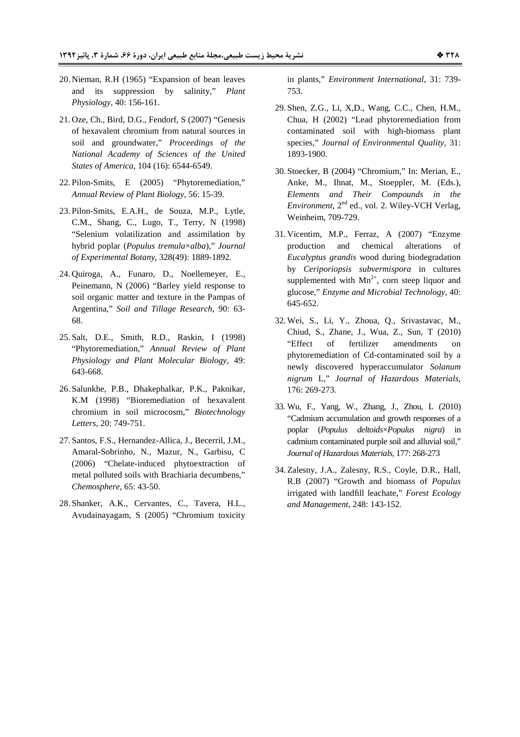20. Nieman, R.H (1965) “Expansion of bean leaves and its suppression by salinity,” *Plant Physiology*, 40: 156-161.

21. Oze, Ch., Bird, D.G., Fendorf, S (2007) “Genesis of hexavalent chromium from natural sources in soil and groundwater,” *Proceedings of the National Academy of Sciences of the United States of America*, 104 (16): 6544-6549.

22. Pilon-Smits, E (2005) “Phytoremediation,” *Annual Review of Plant Biology*, 56: 15-39.

23. Pilon-Smits, E.A.H., de Souza, M.P., Lytle, C.M., Shang, C., Lugo, T., Terry, N (1998) “Selenium volatilization and assimilation by hybrid poplar (*Populus tremula×alba*),” *Journal of Experimental Botany*, 328(49): 1889-1892.

24. Quiroga, A., Funaro, D., Noellemeyer, E., Peinemann, N (2006) “Barley yield response to soil organic matter and texture in the Pampas of Argentina,” *Soil and Tillage Research*, 90: 63-68.

25. Salt, D.E., Smith, R.D., Raskin, I (1998) “Phytoremediation,” *Annual Review of Plant Physiology and Plant Molecular Biology*, 49: 643-668.

26. Salunkhe, P.B., Dhakephalkar, P.K., Paknikar, K.M (1998) “Bioremediation of hexavalent chromium in soil microcosm,” *Biotechnology Letters*, 20: 749-751.

27. Santos, F.S., Hernandez-Allica, J., Becerril, J.M., Amaral-Sobrinho, N., Mazur, N., Garbisu, C (2006) “Chelate-induced phytoextraction of metal polluted soils with Brachiaria decumbens,” *Chemosphere*, 65: 43-50.

28. Shanker, A.K., Cervantes, C., Tavera, H.L., Avudainayagam, S (2005) “Chromium toxicity in plants,” *Environment International*, 31: 739-753.

29. Shen, Z.G., Li, X,D., Wang, C.C., Chen, H.M., Chua, H (2002) “Lead phytoremediation from contaminated soil with high-biomass plant species,” *Journal of Environmental Quality*, 31: 1893-1900.

30. Stoecker, B (2004) “Chromium,” In: Merian, E., Anke, M., Ihnat, M., Stoeppler, M. (Eds.), *Elements and Their Compounds in the Environment*, 2nd ed., vol. 2. Wiley-VCH Verlag, Weinheim, 709-729.

31. Vicentim, M.P., Ferraz, A (2007) “Enzyme production and chemical alterations of *Eucalyptus grandis* wood during biodegradation by *Ceriporiopsis subvermispora* in cultures supplemented with $Mn^{2+}$, corn steep liquor and glucose,” *Enzyme and Microbial Technology*, 40: 645-652.

32. Wei, S., Li, Y., Zhoua, Q., Srivastavac, M., Chiud, S., Zhane, J., Wua, Z., Sun, T (2010) “Effect of fertilizer amendments on phytoremediation of Cd-contaminated soil by a newly discovered hyperaccumulator *Solanum nigrum* L,” *Journal of Hazardous Materials*, 176: 269-273.

33. Wu, F., Yang, W., Zhang, J., Zhou, L (2010) “Cadmium accumulation and growth responses of a poplar (*Populus deltoids×Populus nigra*) in cadmium contaminated purple soil and alluvial soil,” *Journal of Hazardous Materials*, 177: 268-273

34. Zalesny, J.A., Zalesny, R.S., Coyle, D.R., Hall, R.B (2007) “Growth and biomass of *Populus* irrigated with landfill leachate,” *Forest Ecology and Management*, 248: 143-152.